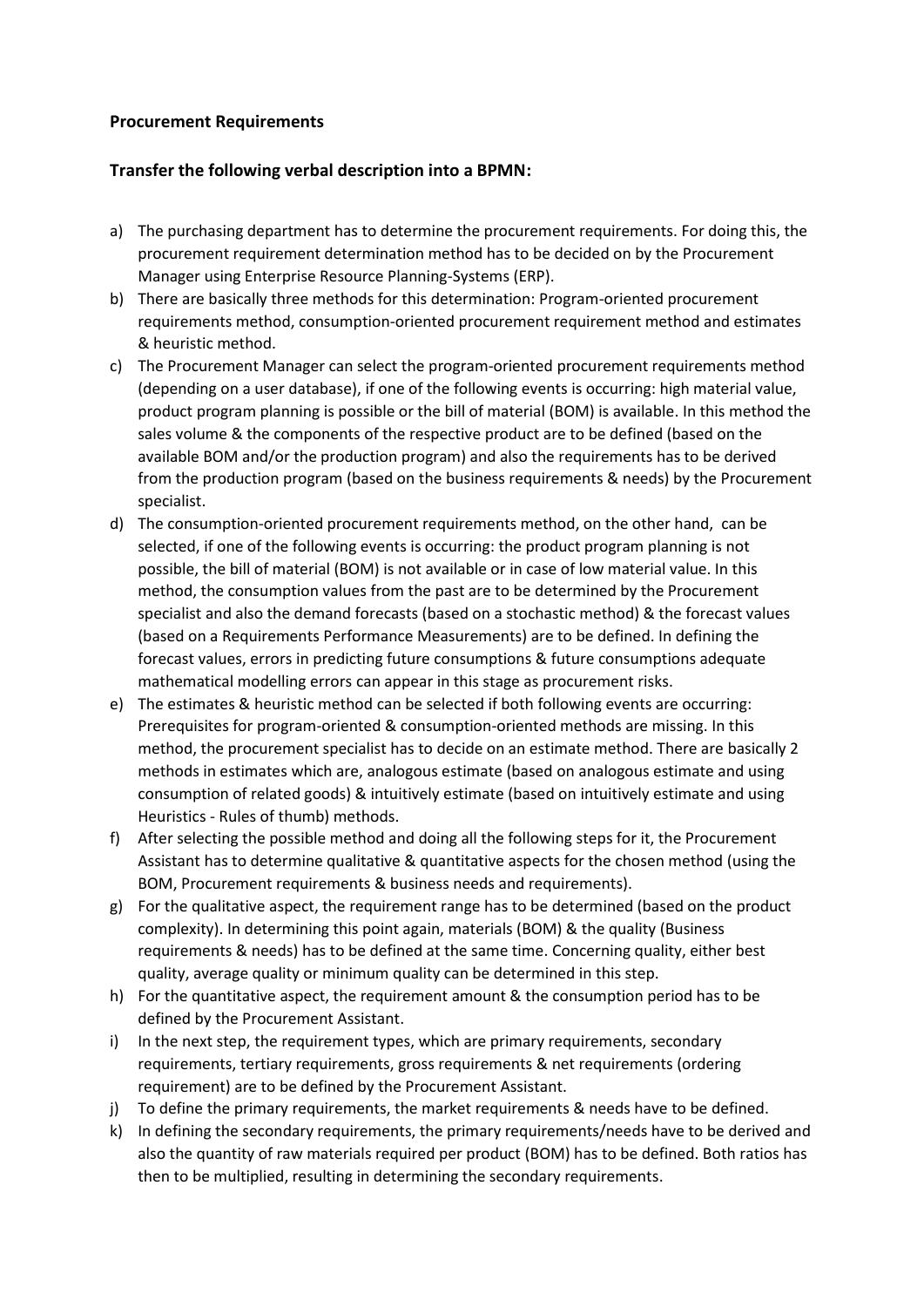**Procurement Requirements**

**Transfer the following verbal description into a BPMN:**

a) The purchasing department has to determine the procurement requirements. For doing this, the procurement requirement determination method has to be decided on by the Procurement Manager using Enterprise Resource Planning-Systems (ERP).

b) There are basically three methods for this determination: Program-oriented procurement requirements method, consumption-oriented procurement requirement method and estimates & heuristic method.

c) The Procurement Manager can select the program-oriented procurement requirements method (depending on a user database), if one of the following events is occurring: high material value, product program planning is possible or the bill of material (BOM) is available. In this method the sales volume & the components of the respective product are to be defined (based on the available BOM and/or the production program) and also the requirements has to be derived from the production program (based on the business requirements & needs) by the Procurement specialist.

d) The consumption-oriented procurement requirements method, on the other hand, can be selected, if one of the following events is occurring: the product program planning is not possible, the bill of material (BOM) is not available or in case of low material value. In this method, the consumption values from the past are to be determined by the Procurement specialist and also the demand forecasts (based on a stochastic method) & the forecast values (based on a Requirements Performance Measurements) are to be defined. In defining the forecast values, errors in predicting future consumptions & future consumptions adequate mathematical modelling errors can appear in this stage as procurement risks.

e) The estimates & heuristic method can be selected if both following events are occurring: Prerequisites for program-oriented & consumption-oriented methods are missing. In this method, the procurement specialist has to decide on an estimate method. There are basically 2 methods in estimates which are, analogous estimate (based on analogous estimate and using consumption of related goods) & intuitively estimate (based on intuitively estimate and using Heuristics - Rules of thumb) methods.

f) After selecting the possible method and doing all the following steps for it, the Procurement Assistant has to determine qualitative & quantitative aspects for the chosen method (using the BOM, Procurement requirements & business needs and requirements).

g) For the qualitative aspect, the requirement range has to be determined (based on the product complexity). In determining this point again, materials (BOM) & the quality (Business requirements & needs) has to be defined at the same time. Concerning quality, either best quality, average quality or minimum quality can be determined in this step.

h) For the quantitative aspect, the requirement amount & the consumption period has to be defined by the Procurement Assistant.

i) In the next step, the requirement types, which are primary requirements, secondary requirements, tertiary requirements, gross requirements & net requirements (ordering requirement) are to be defined by the Procurement Assistant.

j) To define the primary requirements, the market requirements & needs have to be defined.

k) In defining the secondary requirements, the primary requirements/needs have to be derived and also the quantity of raw materials required per product (BOM) has to be defined. Both ratios has then to be multiplied, resulting in determining the secondary requirements.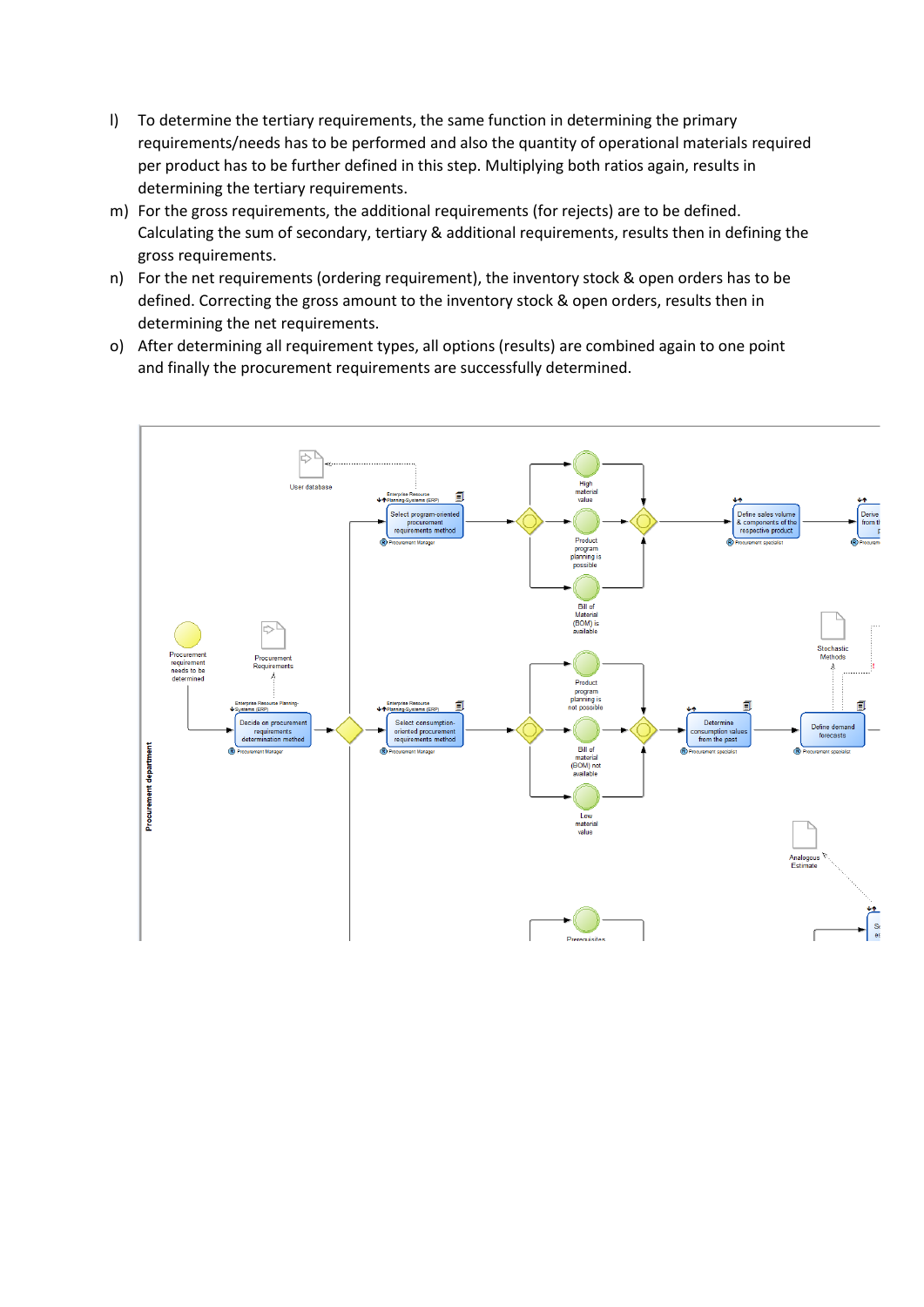l) To determine the tertiary requirements, the same function in determining the primary requirements/needs has to be performed and also the quantity of operational materials required per product has to be further defined in this step. Multiplying both ratios again, results in determining the tertiary requirements.

m) For the gross requirements, the additional requirements (for rejects) are to be defined. Calculating the sum of secondary, tertiary & additional requirements, results then in defining the gross requirements.

n) For the net requirements (ordering requirement), the inventory stock & open orders has to be defined. Correcting the gross amount to the inventory stock & open orders, results then in determining the net requirements.

o) After determining all requirement types, all options (results) are combined again to one point and finally the procurement requirements are successfully determined.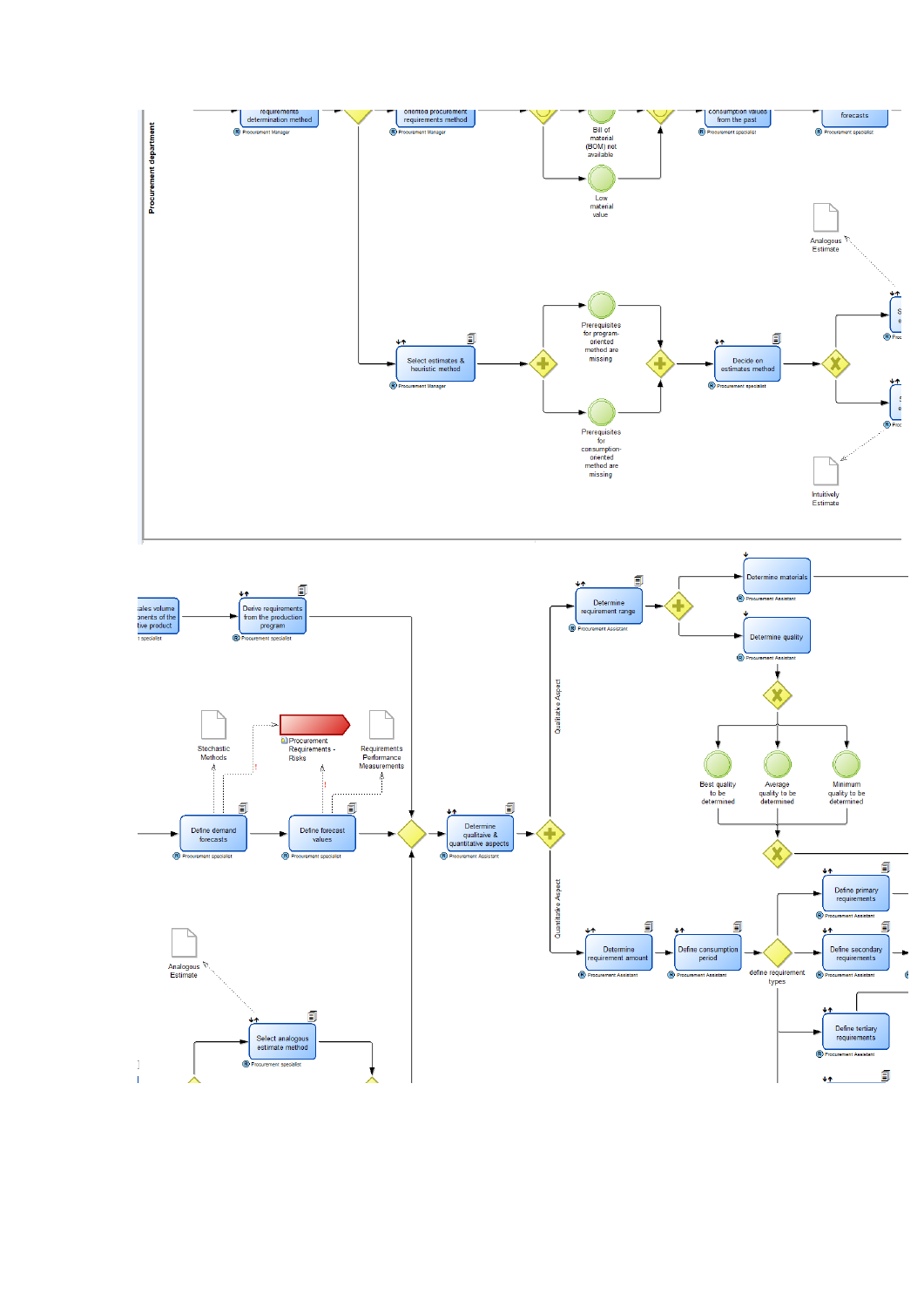Procurement department

requirements determination method

Procurement Manager

oriented procurement requirements method

Procurement Manager

Bill of material (BOM) not available

Low material value

consumption values from the past

Procurement specialist

forecasts

Procurement specialist

Analogous Estimate

Select estimates & heuristic method

Procurement Manager

Prerequisites for program-oriented method are missing

Prerequisites for consumption-oriented method are missing

Decide on estimates method

Procurement specialist

Intuitively Estimate

sales volume onents of the tive product

specialist

Derive requirements from the production program

Procurement specialist

Stochastic Methods

Procurement Requirements - Risks

Requirements Performance Measurements

Define demand forecasts

Procurement specialist

Define forecast values

Procurement specialist

Determine qualitative & quantitative aspects

Procurement Assistant

Analogous Estimate

Select analogous estimate method

Procurement specialist

Qualitative Aspect

Determine requirement range

Procurement Assistant

Determine materials

Procurement Assistant

Determine quality

Procurement Assistant

Best quality to be determined

Average quality to be determined

Minimum quality to be determined

Quantitative Aspect

Determine requirement amount

Procurement Assistant

Define consumption period

Procurement Assistant

define requirement types

Define primary requirements

Procurement Assistant

Define secondary requirements

Procurement Assistant

Define tertiary requirements

Procurement Assistant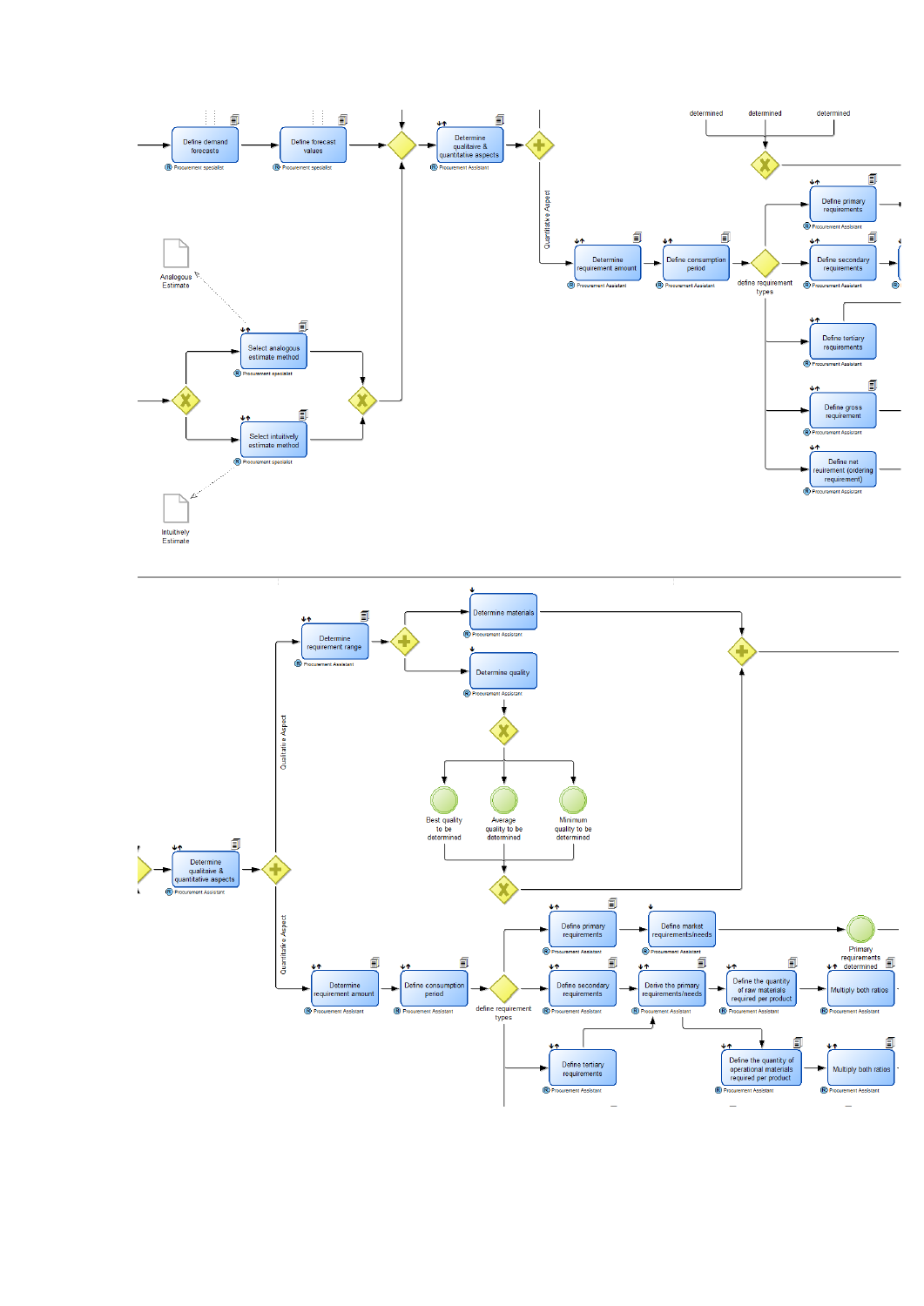Define demand forecasts

Procurement specialist

Define forecast values

Procurement specialist

Determine qualitative & quantitative aspects

Procurement Assistant

Quantitative Aspect

Determine requirement amount

Procurement Assistant

Define consumption period

Procurement Assistant

determined

determined

determined

define requirement types

Define primary requirements

Procurement Assistant

Define secondary requirements

Procurement Assistant

Define tertiary requirements

Procurement Assistant

Define gross requirement

Procurement Assistant

Define net reuirement (ordering requirement)

Procurement Assistant

Analogous Estimate

Select analogous estimate method

Procurement specialist

Select intuitively estimate method

Procurement specialist

Intuitively Estimate

Determine requirement range

Procurement Assistant

Determine materials

Procurement Assistant

Determine quality

Procurement Assistant

Qualitative Aspect

Best quality to be determined

Average quality to be determined

Minimum quality to be determined

Determine qualitative & quantitative aspects

Procurement Assistant

Quantitative Aspect

Define primary requirements

Procurement Assistant

Define market requirements/needs

Procurement Assistant

Primary requirements determined

Determine requirement amount

Procurement Assistant

Define consumption period

Procurement Assistant

define requirement types

Define secondary requirements

Procurement Assistant

Derive the primary requirements/needs

Procurement Assistant

Define the quantity of raw materials required per product

Procurement Assistant

Multiply both ratios

Procurement Assistant

Define tertiary requirements

Procurement Assistant

Define the quantity of operational materials required per product

Procurement Assistant

Multiply both ratios

Procurement Assistant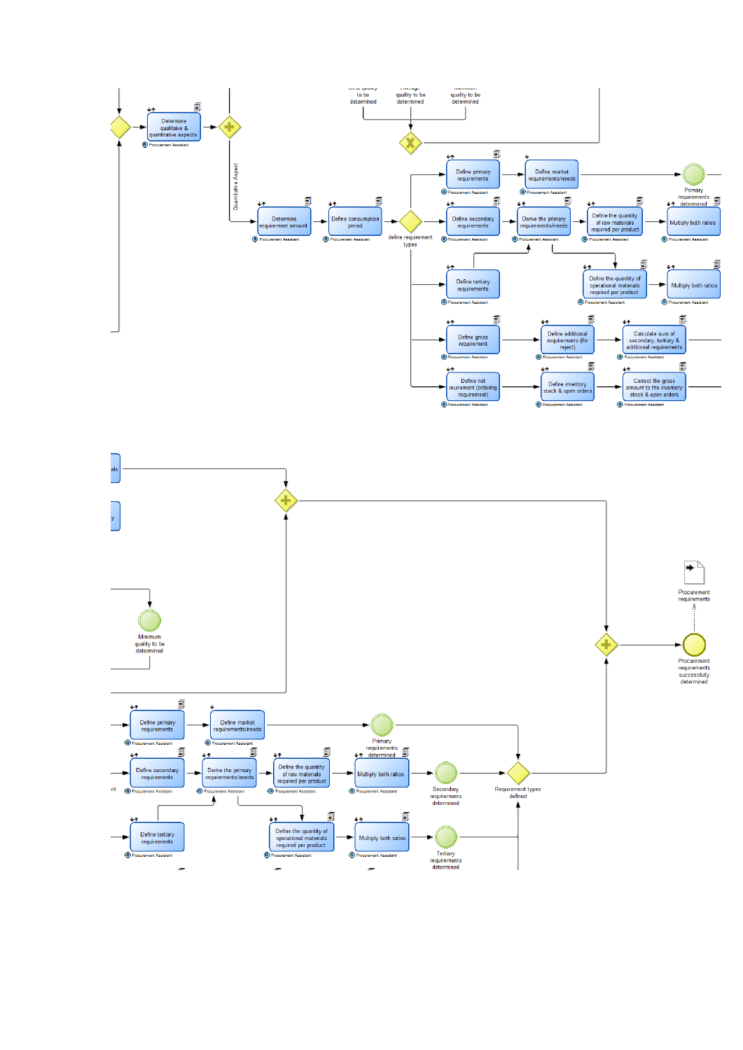Best quality to be determined

Average quality to be determined

Minimum quality to be determined

Determine qualitative & quantitative aspects

Procurement Assistant

Quantitative Aspect

Determine requirement amount

Procurement Assistant

Define consumption period

Procurement Assistant

define requirement types

Define primary requirements

Procurement Assistant

Define market requirements/needs

Procurement Assistant

Primary requirements determined

Define secondary requirements

Procurement Assistant

Derive the primary requirements/needs

Procurement Assistant

Define the quantity of raw materials required per product

Procurement Assistant

Multiply both ratios

Procurement Assistant

Define tertiary requirements

Procurement Assistant

Define the quantity of operational materials required per product

Procurement Assistant

Multiply both ratios

Procurement Assistant

Define gross requirement

Procurement Assistant

Define additional requirements (for reject)

Procurement Assistant

Calculate sum of secondary, tertiary & additional requirements

Procurement Assistant

Define net reuirement (ordering requirement)

Procurement Assistant

Define inventory stock & open orders

Procurement Assistant

Correct the gross amount to the inventory stock & open orders

Procurement Assistant

Minimum quality to be determined

Procurement requirements

Procurement requirements successfully determined

Define primary requirements

Procurement Assistant

Define market requirements/needs

Procurement Assistant

Primary requirements determined

Define secondary requirements

Procurement Assistant

Derive the primary requirements/needs

Procurement Assistant

Define the quantity of raw materials required per product

Procurement Assistant

Multiply both ratios

Procurement Assistant

Secondary requirements determined

Requirement types defined

Define tertiary requirements

Procurement Assistant

Define the quantity of operational materials required per product

Procurement Assistant

Multiply both ratios

Procurement Assistant

Tertiary requirements determined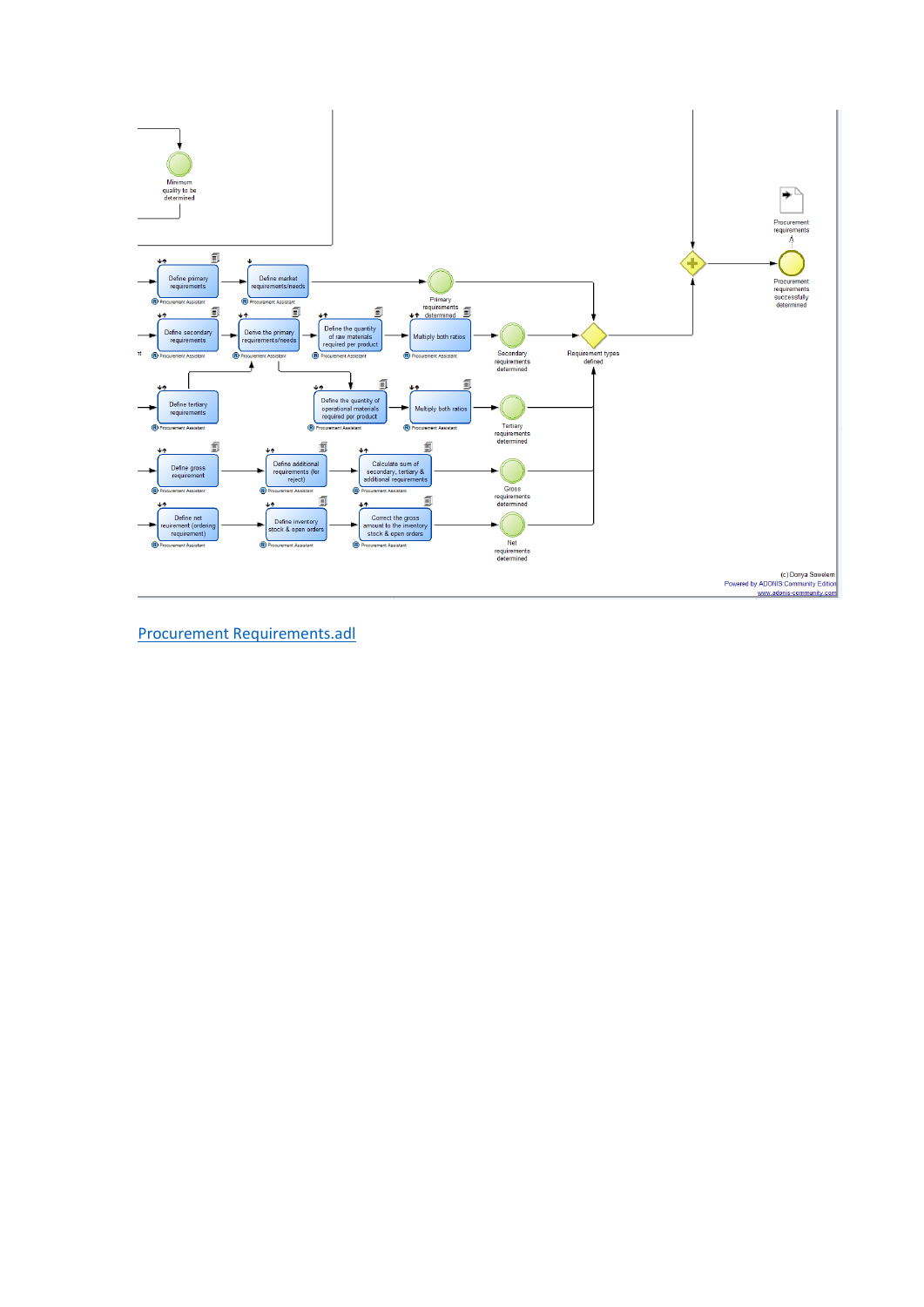Minimum quality to be determined

Define primary requirements

Procurement Assistant

Define market requirements/needs

Procurement Assistant

Primary requirements determined

Procurement requirements

Procurement requirements successfully determined

Define secondary requirements

Procurement Assistant

Derive the primary requirements/needs

Procurement Assistant

Define the quantity of raw materials required per product

Procurement Assistant

Multiply both ratios

Procurement Assistant

Secondary requirements determined

Requirement types defined

Define tertiary requirements

Procurement Assistant

Define the quantity of operational materials required per product

Procurement Assistant

Multiply both ratios

Procurement Assistant

Tertiary requirements determined

Define gross requirement

Procurement Assistant

Define additional requirements (for reject)

Procurement Assistant

Calculate sum of secondary, tertiary & additional requirements

Procurement Assistant

Gross requirements determined

Define net reuirement (ordering requirement)

Procurement Assistant

Define inventory stock & open orders

Procurement Assistant

Correct the gross amount to the inventory stock & open orders

Procurement Assistant

Net requirements determined

(c) Donya Sawelem

Powered by ADONIS Community Edition

www.adonis-community.com

[Procurement Requirements.adl](Procurement Requirements.adl)